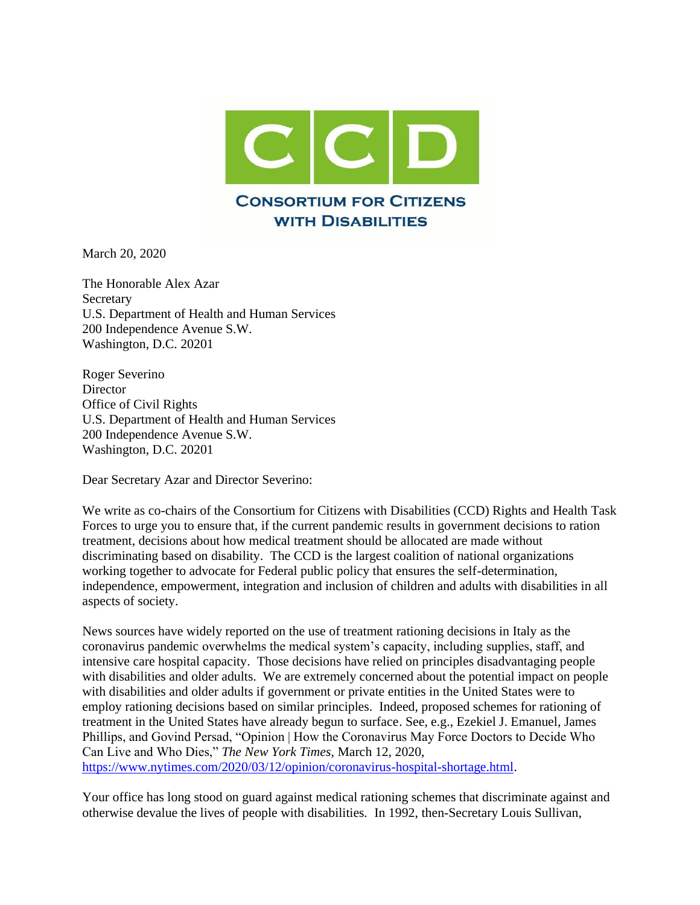**CCD**

**Consortium for Citizens with Disabilities**

March 20, 2020

The Honorable Alex Azar
Secretary
U.S. Department of Health and Human Services
200 Independence Avenue S.W.
Washington, D.C. 20201

Roger Severino
Director
Office of Civil Rights
U.S. Department of Health and Human Services
200 Independence Avenue S.W.
Washington, D.C. 20201

Dear Secretary Azar and Director Severino:

We write as co-chairs of the Consortium for Citizens with Disabilities (CCD) Rights and Health Task Forces to urge you to ensure that, if the current pandemic results in government decisions to ration treatment, decisions about how medical treatment should be allocated are made without discriminating based on disability. The CCD is the largest coalition of national organizations working together to advocate for Federal public policy that ensures the self-determination, independence, empowerment, integration and inclusion of children and adults with disabilities in all aspects of society.

News sources have widely reported on the use of treatment rationing decisions in Italy as the coronavirus pandemic overwhelms the medical system's capacity, including supplies, staff, and intensive care hospital capacity. Those decisions have relied on principles disadvantaging people with disabilities and older adults. We are extremely concerned about the potential impact on people with disabilities and older adults if government or private entities in the United States were to employ rationing decisions based on similar principles. Indeed, proposed schemes for rationing of treatment in the United States have already begun to surface. See, e.g., Ezekiel J. Emanuel, James Phillips, and Govind Persad, "Opinion | How the Coronavirus May Force Doctors to Decide Who Can Live and Who Dies," *The New York Times*, March 12, 2020, https://www.nytimes.com/2020/03/12/opinion/coronavirus-hospital-shortage.html.

Your office has long stood on guard against medical rationing schemes that discriminate against and otherwise devalue the lives of people with disabilities. In 1992, then-Secretary Louis Sullivan,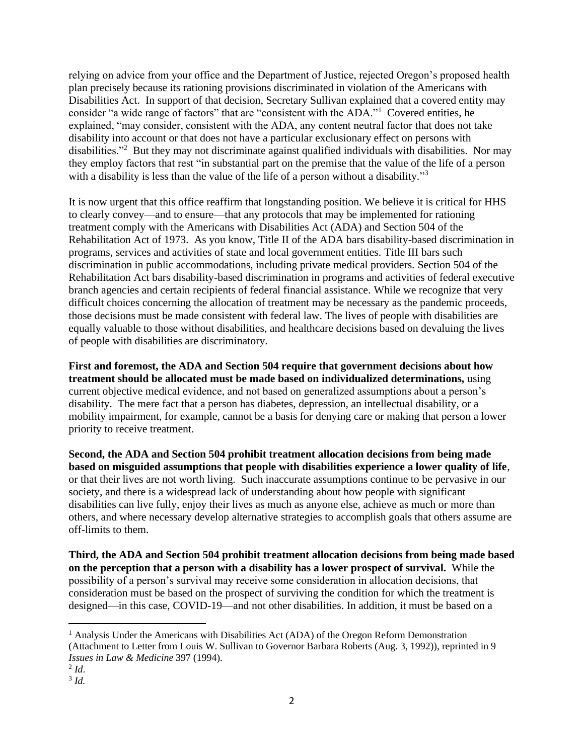relying on advice from your office and the Department of Justice, rejected Oregon's proposed health plan precisely because its rationing provisions discriminated in violation of the Americans with Disabilities Act. In support of that decision, Secretary Sullivan explained that a covered entity may consider "a wide range of factors" that are "consistent with the ADA."[1] Covered entities, he explained, "may consider, consistent with the ADA, any content neutral factor that does not take disability into account or that does not have a particular exclusionary effect on persons with disabilities."[2] But they may not discriminate against qualified individuals with disabilities. Nor may they employ factors that rest "in substantial part on the premise that the value of the life of a person with a disability is less than the value of the life of a person without a disability."[3]

It is now urgent that this office reaffirm that longstanding position. We believe it is critical for HHS to clearly convey—and to ensure—that any protocols that may be implemented for rationing treatment comply with the Americans with Disabilities Act (ADA) and Section 504 of the Rehabilitation Act of 1973. As you know, Title II of the ADA bars disability-based discrimination in programs, services and activities of state and local government entities. Title III bars such discrimination in public accommodations, including private medical providers. Section 504 of the Rehabilitation Act bars disability-based discrimination in programs and activities of federal executive branch agencies and certain recipients of federal financial assistance. While we recognize that very difficult choices concerning the allocation of treatment may be necessary as the pandemic proceeds, those decisions must be made consistent with federal law. The lives of people with disabilities are equally valuable to those without disabilities, and healthcare decisions based on devaluing the lives of people with disabilities are discriminatory.

**First and foremost, the ADA and Section 504 require that government decisions about how treatment should be allocated must be made based on individualized determinations,** using current objective medical evidence, and not based on generalized assumptions about a person's disability. The mere fact that a person has diabetes, depression, an intellectual disability, or a mobility impairment, for example, cannot be a basis for denying care or making that person a lower priority to receive treatment.

**Second, the ADA and Section 504 prohibit treatment allocation decisions from being made based on misguided assumptions that people with disabilities experience a lower quality of life**, or that their lives are not worth living. Such inaccurate assumptions continue to be pervasive in our society, and there is a widespread lack of understanding about how people with significant disabilities can live fully, enjoy their lives as much as anyone else, achieve as much or more than others, and where necessary develop alternative strategies to accomplish goals that others assume are off-limits to them.

**Third, the ADA and Section 504 prohibit treatment allocation decisions from being made based on the perception that a person with a disability has a lower prospect of survival.** While the possibility of a person's survival may receive some consideration in allocation decisions, that consideration must be based on the prospect of surviving the condition for which the treatment is designed—in this case, COVID-19—and not other disabilities. In addition, it must be based on a

---

[1] Analysis Under the Americans with Disabilities Act (ADA) of the Oregon Reform Demonstration (Attachment to Letter from Louis W. Sullivan to Governor Barbara Roberts (Aug. 3, 1992)), reprinted in 9 *Issues in Law & Medicine* 397 (1994).

[2] *Id*.

[3] *Id.*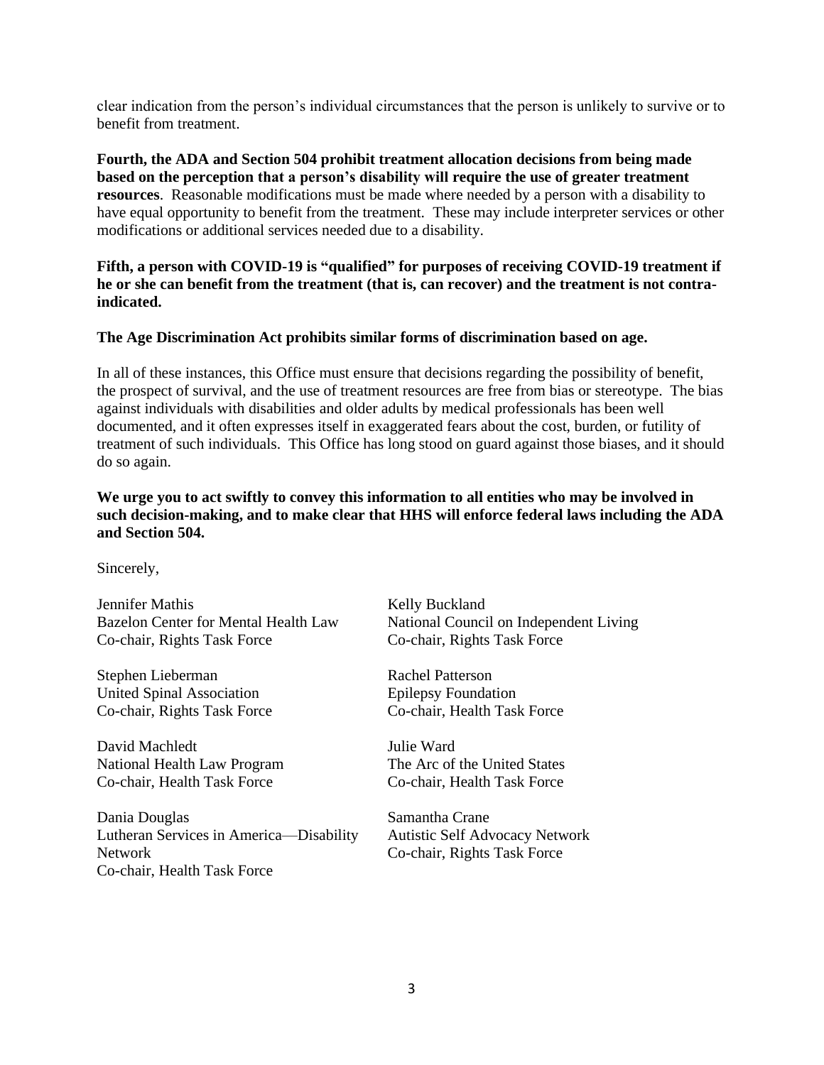clear indication from the person's individual circumstances that the person is unlikely to survive or to benefit from treatment.

**Fourth, the ADA and Section 504 prohibit treatment allocation decisions from being made based on the perception that a person's disability will require the use of greater treatment resources**. Reasonable modifications must be made where needed by a person with a disability to have equal opportunity to benefit from the treatment. These may include interpreter services or other modifications or additional services needed due to a disability.

**Fifth, a person with COVID-19 is "qualified" for purposes of receiving COVID-19 treatment if he or she can benefit from the treatment (that is, can recover) and the treatment is not contra-indicated.**

**The Age Discrimination Act prohibits similar forms of discrimination based on age.**

In all of these instances, this Office must ensure that decisions regarding the possibility of benefit, the prospect of survival, and the use of treatment resources are free from bias or stereotype. The bias against individuals with disabilities and older adults by medical professionals has been well documented, and it often expresses itself in exaggerated fears about the cost, burden, or futility of treatment of such individuals. This Office has long stood on guard against those biases, and it should do so again.

**We urge you to act swiftly to convey this information to all entities who may be involved in such decision-making, and to make clear that HHS will enforce federal laws including the ADA and Section 504.**

Sincerely,

Jennifer Mathis
Bazelon Center for Mental Health Law
Co-chair, Rights Task Force

Kelly Buckland
National Council on Independent Living
Co-chair, Rights Task Force

Stephen Lieberman
United Spinal Association
Co-chair, Rights Task Force

Rachel Patterson
Epilepsy Foundation
Co-chair, Health Task Force

David Machledt
National Health Law Program
Co-chair, Health Task Force

Julie Ward
The Arc of the United States
Co-chair, Health Task Force

Dania Douglas
Lutheran Services in America—Disability Network
Co-chair, Health Task Force

Samantha Crane
Autistic Self Advocacy Network
Co-chair, Rights Task Force